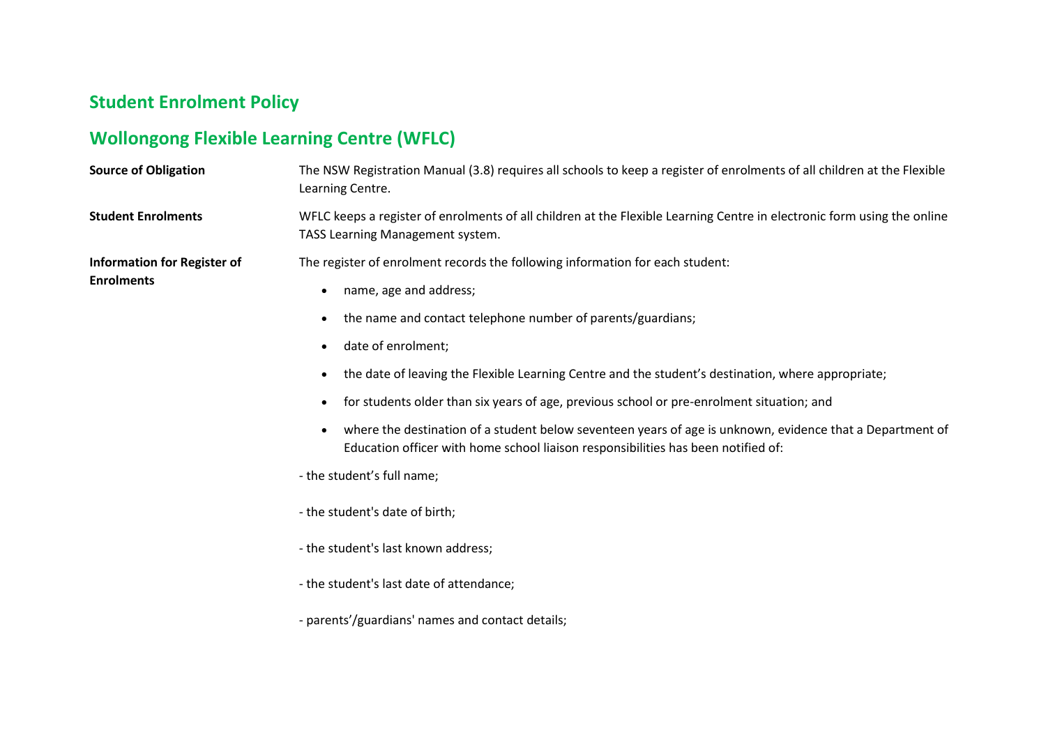## Student Enrolment Policy

## Wollongong Flexible Learning Centre (WFLC)

**Source of Obligation**

The NSW Registration Manual (3.8) requires all schools to keep a register of enrolments of all children at the Flexible Learning Centre.

**Student Enrolments**

WFLC keeps a register of enrolments of all children at the Flexible Learning Centre in electronic form using the online TASS Learning Management system.

**Information for Register of Enrolments**

The register of enrolment records the following information for each student:

- name, age and address;
- the name and contact telephone number of parents/guardians;
- date of enrolment;
- the date of leaving the Flexible Learning Centre and the student's destination, where appropriate;
- for students older than six years of age, previous school or pre-enrolment situation; and
- where the destination of a student below seventeen years of age is unknown, evidence that a Department of Education officer with home school liaison responsibilities has been notified of:

- the student's full name;

- the student's date of birth;

- the student's last known address;

- the student's last date of attendance;

- parents'/guardians' names and contact details;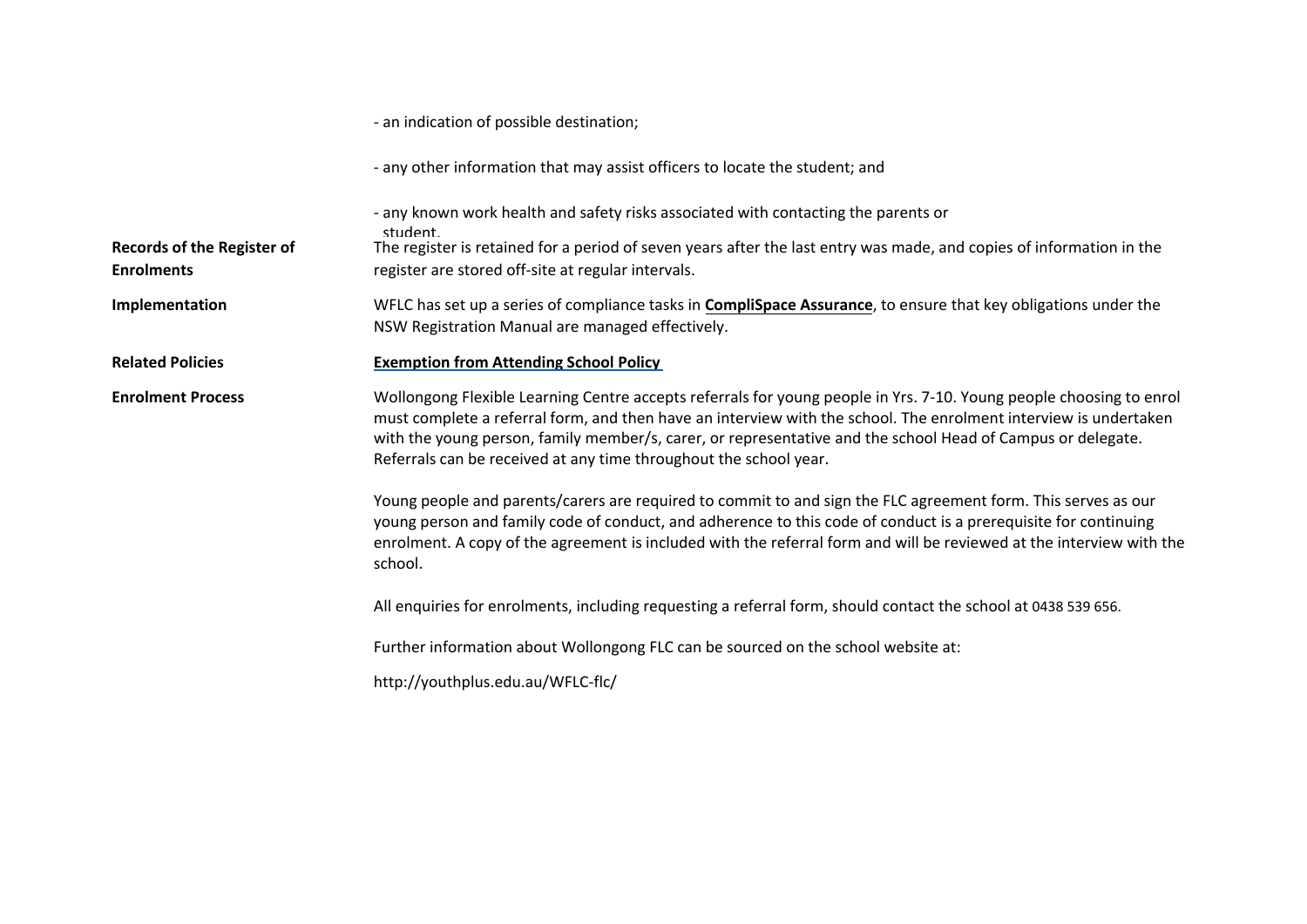| | |
|---|---|
| | - an indication of possible destination;<br><br>- any other information that may assist officers to locate the student; and<br><br>- any known work health and safety risks associated with contacting the parents or student. |
| **Records of the Register of Enrolments** | The register is retained for a period of seven years after the last entry was made, and copies of information in the register are stored off-site at regular intervals. |
| **Implementation** | WFLC has set up a series of compliance tasks in **CompliSpace Assurance**, to ensure that key obligations under the NSW Registration Manual are managed effectively. |
| **Related Policies** | **Exemption from Attending School Policy** |
| **Enrolment Process** | Wollongong Flexible Learning Centre accepts referrals for young people in Yrs. 7-10. Young people choosing to enrol must complete a referral form, and then have an interview with the school. The enrolment interview is undertaken with the young person, family member/s, carer, or representative and the school Head of Campus or delegate. Referrals can be received at any time throughout the school year.<br><br>Young people and parents/carers are required to commit to and sign the FLC agreement form. This serves as our young person and family code of conduct, and adherence to this code of conduct is a prerequisite for continuing enrolment. A copy of the agreement is included with the referral form and will be reviewed at the interview with the school.<br><br>All enquiries for enrolments, including requesting a referral form, should contact the school at 0438 539 656.<br><br>Further information about Wollongong FLC can be sourced on the school website at:<br><br>http://youthplus.edu.au/WFLC-flc/ |